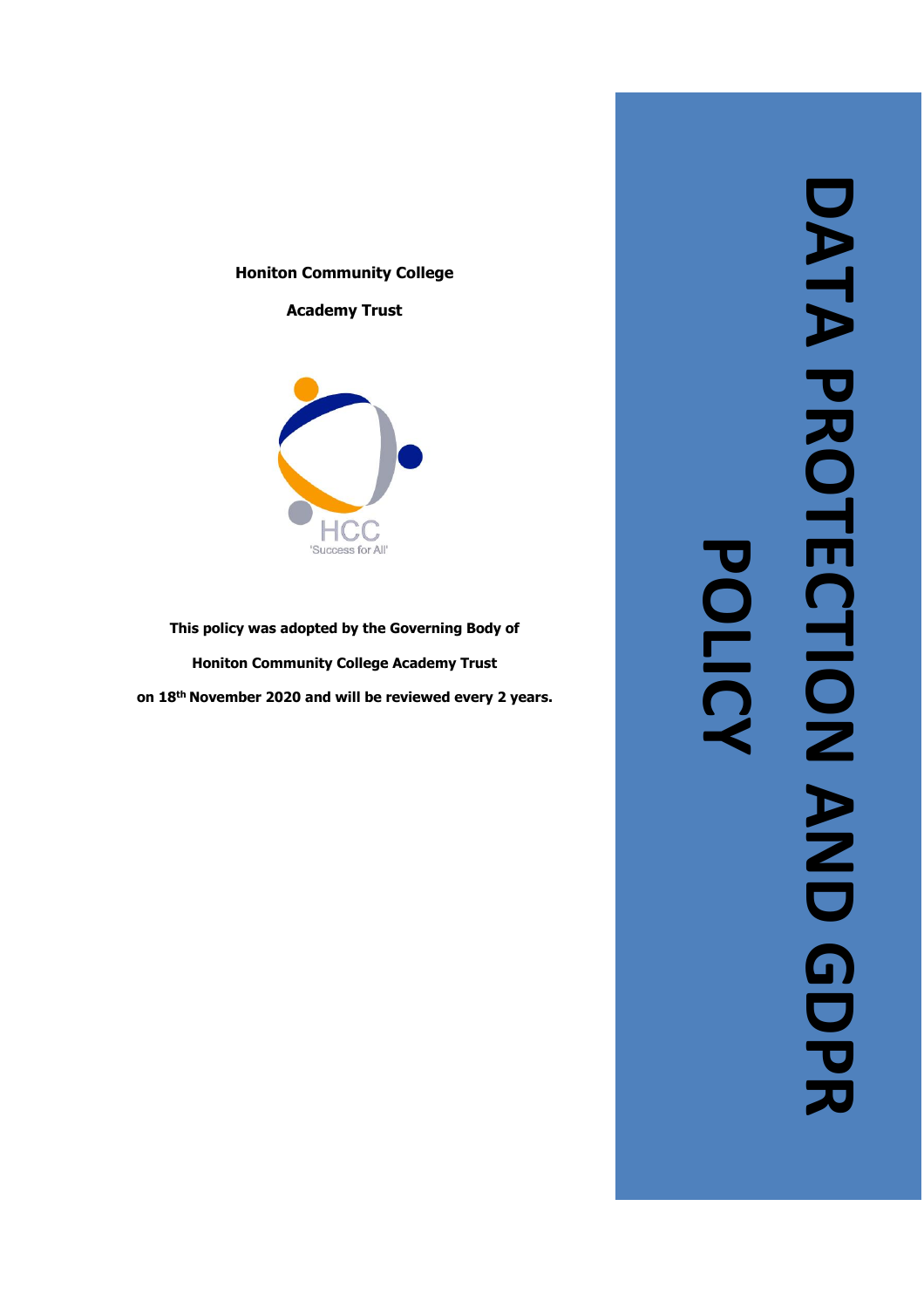# DATA PROTECTION AND GDPR POLICY

**Honiton Community College**

**Academy Trust**

HCC

'Success for All'

**This policy was adopted by the Governing Body of**

**Honiton Community College Academy Trust**

**on 18th November 2020 and will be reviewed every 2 years.**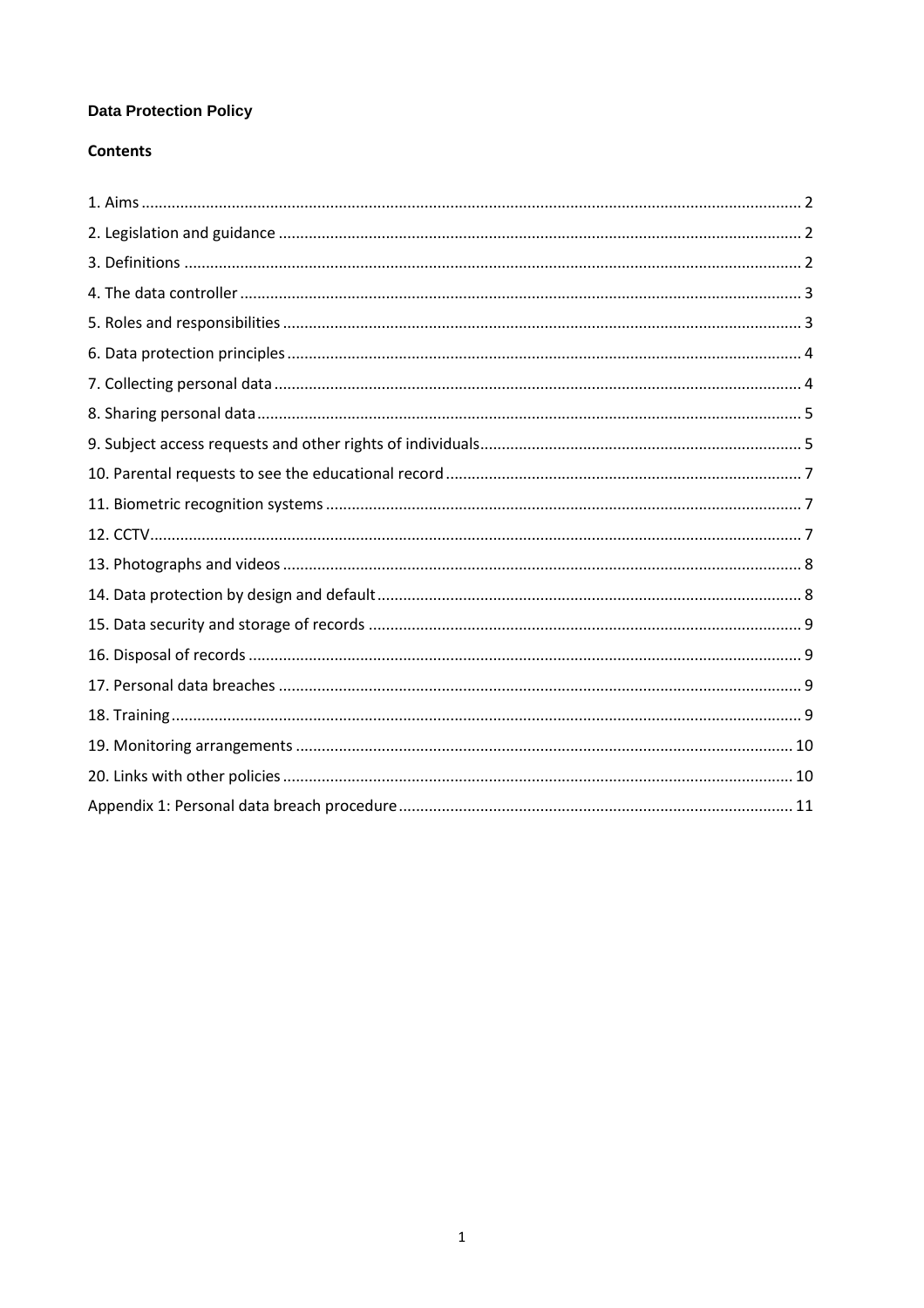**Data Protection Policy**

**Contents**

1. Aims ........................................................................................................................................ 2
2. Legislation and guidance ........................................................................................................ 2
3. Definitions .............................................................................................................................. 2
4. The data controller ................................................................................................................. 3
5. Roles and responsibilities ....................................................................................................... 3
6. Data protection principles ...................................................................................................... 4
7. Collecting personal data ......................................................................................................... 4
8. Sharing personal data ............................................................................................................. 5
9. Subject access requests and other rights of individuals.......................................................... 5
10. Parental requests to see the educational record ................................................................. 7
11. Biometric recognition systems ............................................................................................. 7
12. CCTV...................................................................................................................................... 7
13. Photographs and videos ....................................................................................................... 8
14. Data protection by design and default ................................................................................. 8
15. Data security and storage of records ................................................................................... 9
16. Disposal of records ............................................................................................................... 9
17. Personal data breaches ........................................................................................................ 9
18. Training ................................................................................................................................. 9
19. Monitoring arrangements .................................................................................................. 10
20. Links with other policies ..................................................................................................... 10
Appendix 1: Personal data breach procedure .......................................................................... 11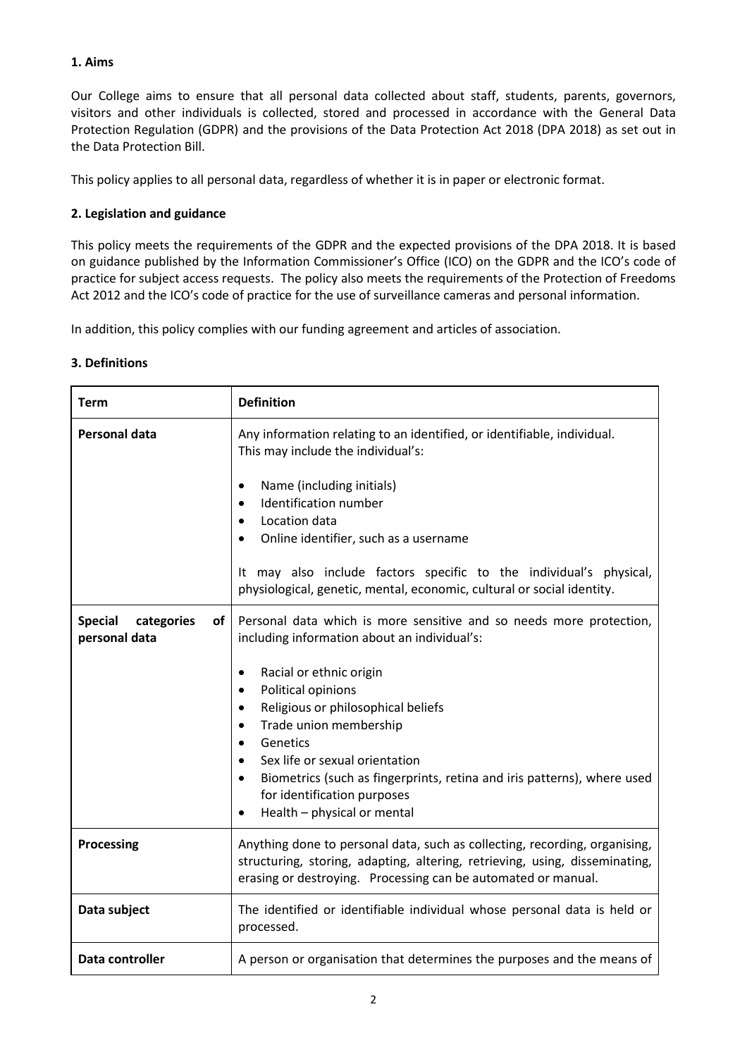**1. Aims**

Our College aims to ensure that all personal data collected about staff, students, parents, governors, visitors and other individuals is collected, stored and processed in accordance with the General Data Protection Regulation (GDPR) and the provisions of the Data Protection Act 2018 (DPA 2018) as set out in the Data Protection Bill.

This policy applies to all personal data, regardless of whether it is in paper or electronic format.

**2. Legislation and guidance**

This policy meets the requirements of the GDPR and the expected provisions of the DPA 2018. It is based on guidance published by the Information Commissioner's Office (ICO) on the GDPR and the ICO's code of practice for subject access requests. The policy also meets the requirements of the Protection of Freedoms Act 2012 and the ICO's code of practice for the use of surveillance cameras and personal information.

In addition, this policy complies with our funding agreement and articles of association.

**3. Definitions**

| Term | Definition |
| --- | --- |
| **Personal data** | Any information relating to an identified, or identifiable, individual. This may include the individual's:<br>• Name (including initials)<br>• Identification number<br>• Location data<br>• Online identifier, such as a username<br><br>It may also include factors specific to the individual's physical, physiological, genetic, mental, economic, cultural or social identity. |
| **Special categories of personal data** | Personal data which is more sensitive and so needs more protection, including information about an individual's:<br>• Racial or ethnic origin<br>• Political opinions<br>• Religious or philosophical beliefs<br>• Trade union membership<br>• Genetics<br>• Sex life or sexual orientation<br>• Biometrics (such as fingerprints, retina and iris patterns), where used for identification purposes<br>• Health – physical or mental |
| **Processing** | Anything done to personal data, such as collecting, recording, organising, structuring, storing, adapting, altering, retrieving, using, disseminating, erasing or destroying. Processing can be automated or manual. |
| **Data subject** | The identified or identifiable individual whose personal data is held or processed. |
| **Data controller** | A person or organisation that determines the purposes and the means of |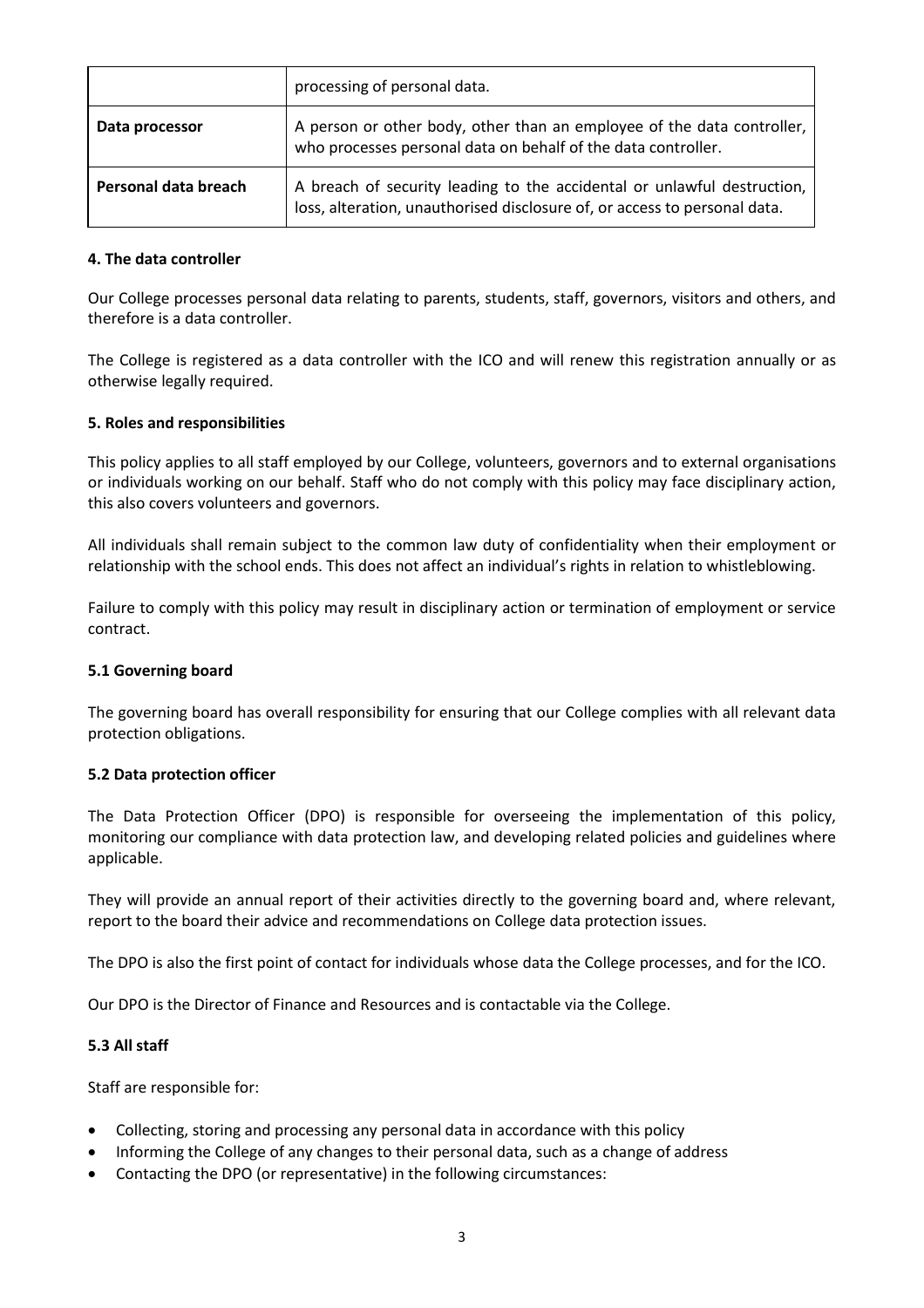| | |
|---|---|
| | processing of personal data. |
| **Data processor** | A person or other body, other than an employee of the data controller, who processes personal data on behalf of the data controller. |
| **Personal data breach** | A breach of security leading to the accidental or unlawful destruction, loss, alteration, unauthorised disclosure of, or access to personal data. |

### 4. The data controller

Our College processes personal data relating to parents, students, staff, governors, visitors and others, and therefore is a data controller.

The College is registered as a data controller with the ICO and will renew this registration annually or as otherwise legally required.

### 5. Roles and responsibilities

This policy applies to all staff employed by our College, volunteers, governors and to external organisations or individuals working on our behalf. Staff who do not comply with this policy may face disciplinary action, this also covers volunteers and governors.

All individuals shall remain subject to the common law duty of confidentiality when their employment or relationship with the school ends. This does not affect an individual's rights in relation to whistleblowing.

Failure to comply with this policy may result in disciplinary action or termination of employment or service contract.

#### 5.1 Governing board

The governing board has overall responsibility for ensuring that our College complies with all relevant data protection obligations.

#### 5.2 Data protection officer

The Data Protection Officer (DPO) is responsible for overseeing the implementation of this policy, monitoring our compliance with data protection law, and developing related policies and guidelines where applicable.

They will provide an annual report of their activities directly to the governing board and, where relevant, report to the board their advice and recommendations on College data protection issues.

The DPO is also the first point of contact for individuals whose data the College processes, and for the ICO.

Our DPO is the Director of Finance and Resources and is contactable via the College.

#### 5.3 All staff

Staff are responsible for:

- Collecting, storing and processing any personal data in accordance with this policy
- Informing the College of any changes to their personal data, such as a change of address
- Contacting the DPO (or representative) in the following circumstances: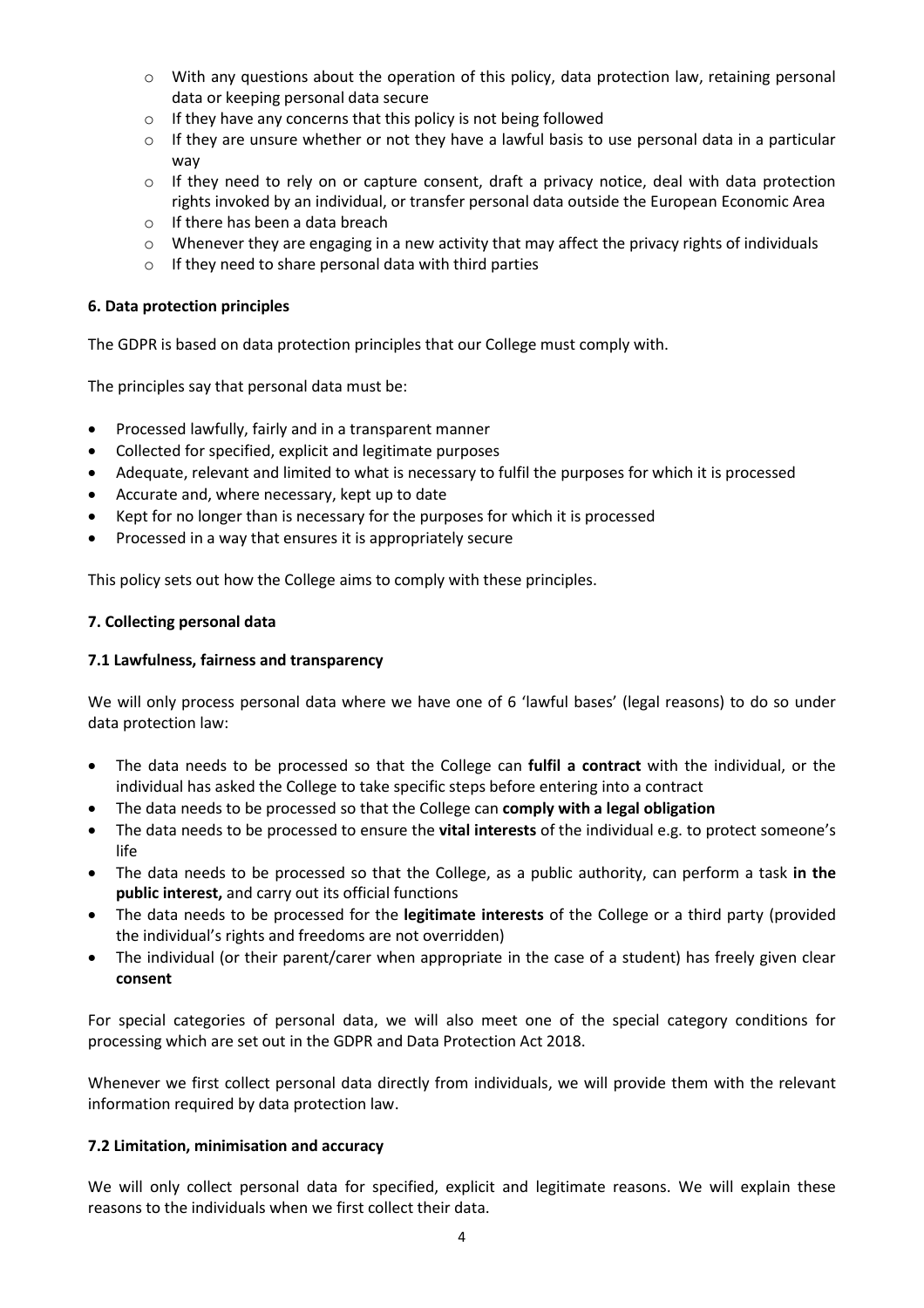- With any questions about the operation of this policy, data protection law, retaining personal data or keeping personal data secure
  - If they have any concerns that this policy is not being followed
  - If they are unsure whether or not they have a lawful basis to use personal data in a particular way
  - If they need to rely on or capture consent, draft a privacy notice, deal with data protection rights invoked by an individual, or transfer personal data outside the European Economic Area
  - If there has been a data breach
  - Whenever they are engaging in a new activity that may affect the privacy rights of individuals
  - If they need to share personal data with third parties

**6. Data protection principles**

The GDPR is based on data protection principles that our College must comply with.

The principles say that personal data must be:

- Processed lawfully, fairly and in a transparent manner
- Collected for specified, explicit and legitimate purposes
- Adequate, relevant and limited to what is necessary to fulfil the purposes for which it is processed
- Accurate and, where necessary, kept up to date
- Kept for no longer than is necessary for the purposes for which it is processed
- Processed in a way that ensures it is appropriately secure

This policy sets out how the College aims to comply with these principles.

**7. Collecting personal data**

**7.1 Lawfulness, fairness and transparency**

We will only process personal data where we have one of 6 'lawful bases' (legal reasons) to do so under data protection law:

- The data needs to be processed so that the College can **fulfil a contract** with the individual, or the individual has asked the College to take specific steps before entering into a contract
- The data needs to be processed so that the College can **comply with a legal obligation**
- The data needs to be processed to ensure the **vital interests** of the individual e.g. to protect someone's life
- The data needs to be processed so that the College, as a public authority, can perform a task **in the public interest,** and carry out its official functions
- The data needs to be processed for the **legitimate interests** of the College or a third party (provided the individual's rights and freedoms are not overridden)
- The individual (or their parent/carer when appropriate in the case of a student) has freely given clear **consent**

For special categories of personal data, we will also meet one of the special category conditions for processing which are set out in the GDPR and Data Protection Act 2018.

Whenever we first collect personal data directly from individuals, we will provide them with the relevant information required by data protection law.

**7.2 Limitation, minimisation and accuracy**

We will only collect personal data for specified, explicit and legitimate reasons. We will explain these reasons to the individuals when we first collect their data.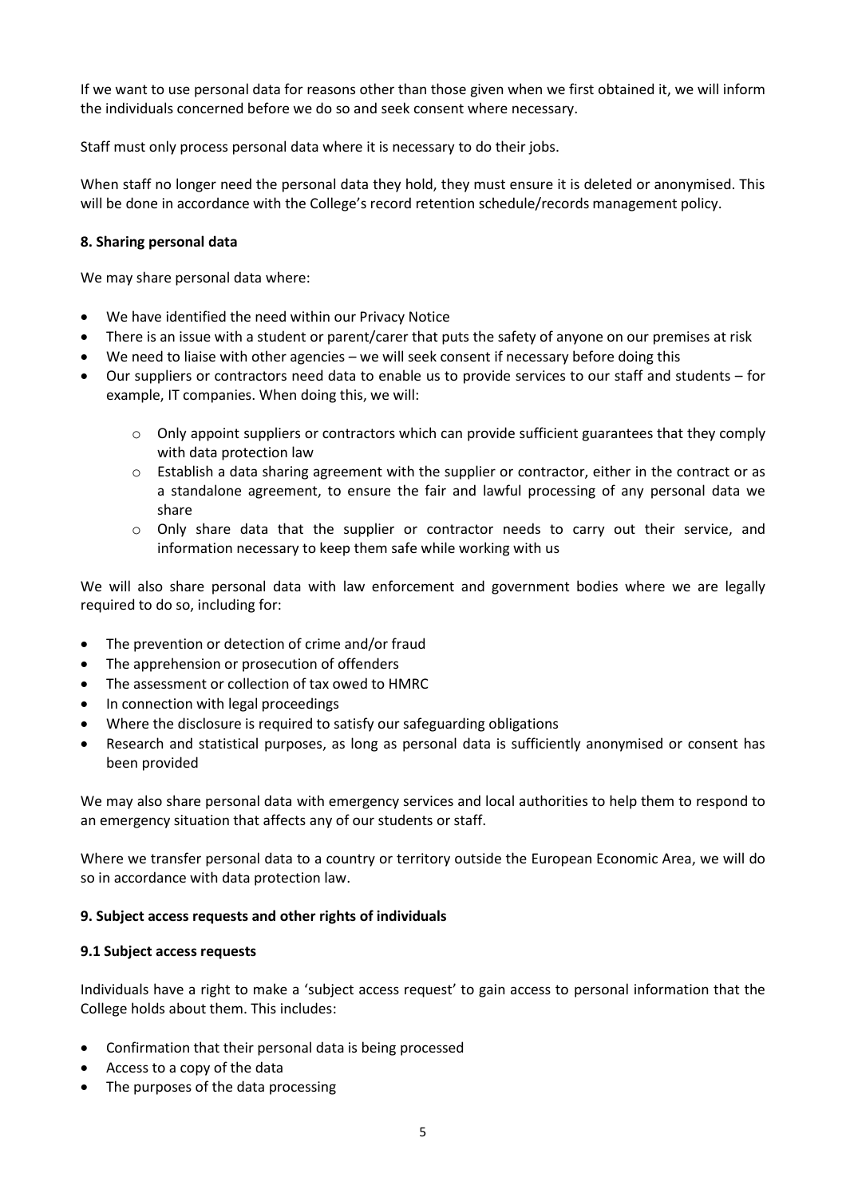If we want to use personal data for reasons other than those given when we first obtained it, we will inform the individuals concerned before we do so and seek consent where necessary.

Staff must only process personal data where it is necessary to do their jobs.

When staff no longer need the personal data they hold, they must ensure it is deleted or anonymised. This will be done in accordance with the College's record retention schedule/records management policy.

## 8. Sharing personal data

We may share personal data where:

- We have identified the need within our Privacy Notice
- There is an issue with a student or parent/carer that puts the safety of anyone on our premises at risk
- We need to liaise with other agencies – we will seek consent if necessary before doing this
- Our suppliers or contractors need data to enable us to provide services to our staff and students – for example, IT companies. When doing this, we will:
    - Only appoint suppliers or contractors which can provide sufficient guarantees that they comply with data protection law
    - Establish a data sharing agreement with the supplier or contractor, either in the contract or as a standalone agreement, to ensure the fair and lawful processing of any personal data we share
    - Only share data that the supplier or contractor needs to carry out their service, and information necessary to keep them safe while working with us

We will also share personal data with law enforcement and government bodies where we are legally required to do so, including for:

- The prevention or detection of crime and/or fraud
- The apprehension or prosecution of offenders
- The assessment or collection of tax owed to HMRC
- In connection with legal proceedings
- Where the disclosure is required to satisfy our safeguarding obligations
- Research and statistical purposes, as long as personal data is sufficiently anonymised or consent has been provided

We may also share personal data with emergency services and local authorities to help them to respond to an emergency situation that affects any of our students or staff.

Where we transfer personal data to a country or territory outside the European Economic Area, we will do so in accordance with data protection law.

## 9. Subject access requests and other rights of individuals

### 9.1 Subject access requests

Individuals have a right to make a 'subject access request' to gain access to personal information that the College holds about them. This includes:

- Confirmation that their personal data is being processed
- Access to a copy of the data
- The purposes of the data processing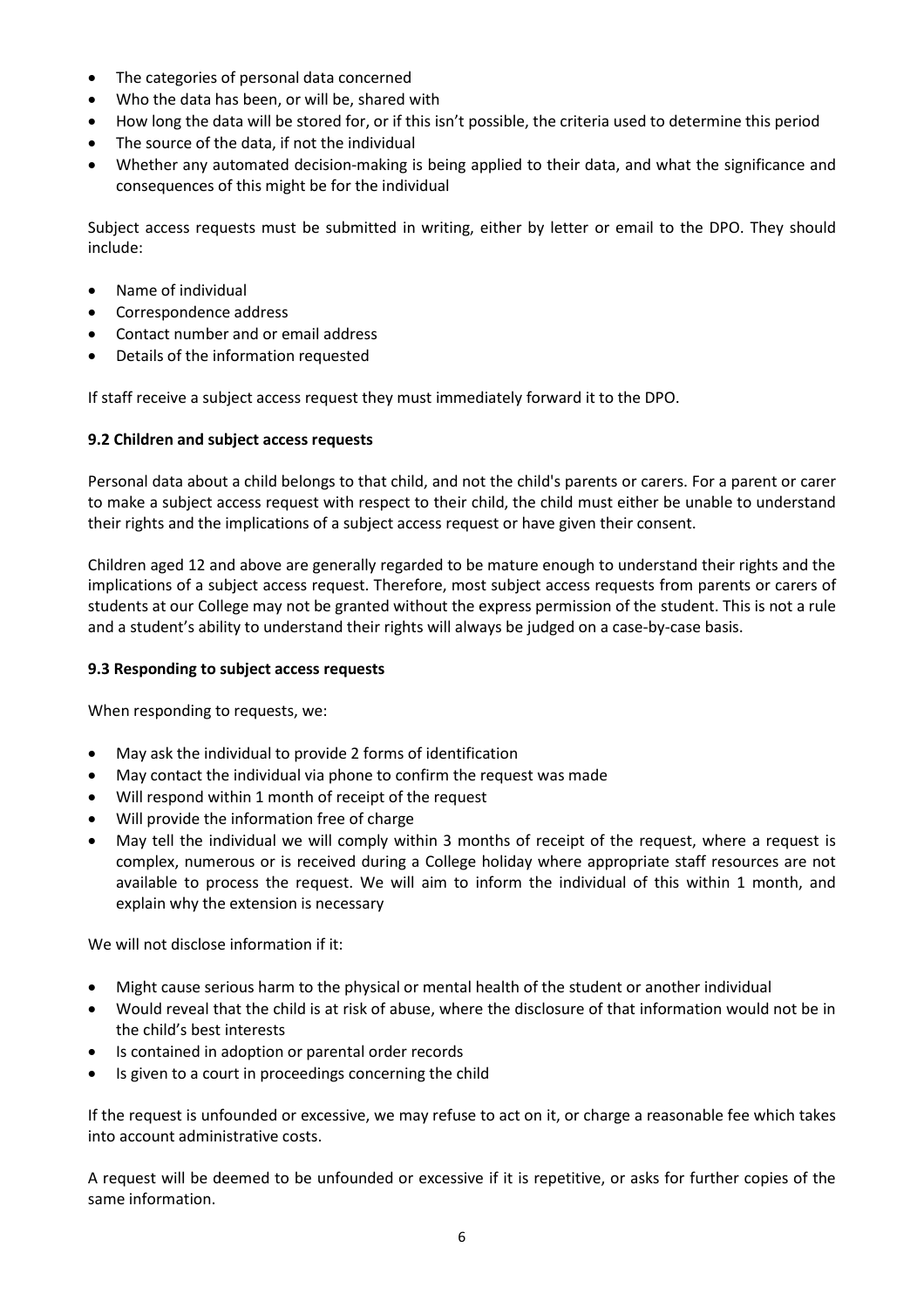- The categories of personal data concerned
- Who the data has been, or will be, shared with
- How long the data will be stored for, or if this isn't possible, the criteria used to determine this period
- The source of the data, if not the individual
- Whether any automated decision-making is being applied to their data, and what the significance and consequences of this might be for the individual

Subject access requests must be submitted in writing, either by letter or email to the DPO. They should include:

- Name of individual
- Correspondence address
- Contact number and or email address
- Details of the information requested

If staff receive a subject access request they must immediately forward it to the DPO.

**9.2 Children and subject access requests**

Personal data about a child belongs to that child, and not the child's parents or carers. For a parent or carer to make a subject access request with respect to their child, the child must either be unable to understand their rights and the implications of a subject access request or have given their consent.

Children aged 12 and above are generally regarded to be mature enough to understand their rights and the implications of a subject access request. Therefore, most subject access requests from parents or carers of students at our College may not be granted without the express permission of the student. This is not a rule and a student's ability to understand their rights will always be judged on a case-by-case basis.

**9.3 Responding to subject access requests**

When responding to requests, we:

- May ask the individual to provide 2 forms of identification
- May contact the individual via phone to confirm the request was made
- Will respond within 1 month of receipt of the request
- Will provide the information free of charge
- May tell the individual we will comply within 3 months of receipt of the request, where a request is complex, numerous or is received during a College holiday where appropriate staff resources are not available to process the request. We will aim to inform the individual of this within 1 month, and explain why the extension is necessary

We will not disclose information if it:

- Might cause serious harm to the physical or mental health of the student or another individual
- Would reveal that the child is at risk of abuse, where the disclosure of that information would not be in the child's best interests
- Is contained in adoption or parental order records
- Is given to a court in proceedings concerning the child

If the request is unfounded or excessive, we may refuse to act on it, or charge a reasonable fee which takes into account administrative costs.

A request will be deemed to be unfounded or excessive if it is repetitive, or asks for further copies of the same information.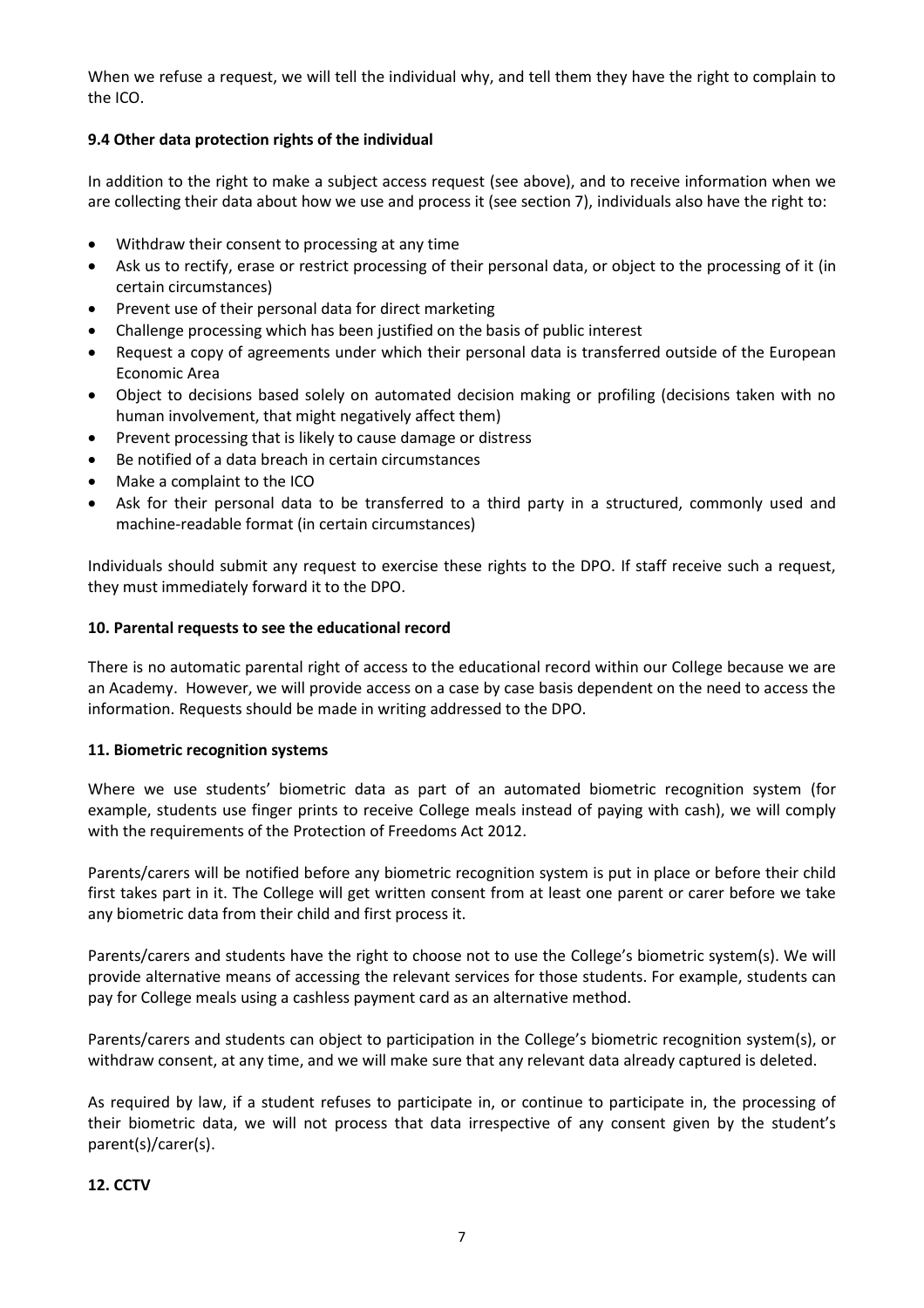When we refuse a request, we will tell the individual why, and tell them they have the right to complain to the ICO.

**9.4 Other data protection rights of the individual**

In addition to the right to make a subject access request (see above), and to receive information when we are collecting their data about how we use and process it (see section 7), individuals also have the right to:

- Withdraw their consent to processing at any time
- Ask us to rectify, erase or restrict processing of their personal data, or object to the processing of it (in certain circumstances)
- Prevent use of their personal data for direct marketing
- Challenge processing which has been justified on the basis of public interest
- Request a copy of agreements under which their personal data is transferred outside of the European Economic Area
- Object to decisions based solely on automated decision making or profiling (decisions taken with no human involvement, that might negatively affect them)
- Prevent processing that is likely to cause damage or distress
- Be notified of a data breach in certain circumstances
- Make a complaint to the ICO
- Ask for their personal data to be transferred to a third party in a structured, commonly used and machine-readable format (in certain circumstances)

Individuals should submit any request to exercise these rights to the DPO. If staff receive such a request, they must immediately forward it to the DPO.

**10. Parental requests to see the educational record**

There is no automatic parental right of access to the educational record within our College because we are an Academy. However, we will provide access on a case by case basis dependent on the need to access the information. Requests should be made in writing addressed to the DPO.

**11. Biometric recognition systems**

Where we use students' biometric data as part of an automated biometric recognition system (for example, students use finger prints to receive College meals instead of paying with cash), we will comply with the requirements of the Protection of Freedoms Act 2012.

Parents/carers will be notified before any biometric recognition system is put in place or before their child first takes part in it. The College will get written consent from at least one parent or carer before we take any biometric data from their child and first process it.

Parents/carers and students have the right to choose not to use the College's biometric system(s). We will provide alternative means of accessing the relevant services for those students. For example, students can pay for College meals using a cashless payment card as an alternative method.

Parents/carers and students can object to participation in the College's biometric recognition system(s), or withdraw consent, at any time, and we will make sure that any relevant data already captured is deleted.

As required by law, if a student refuses to participate in, or continue to participate in, the processing of their biometric data, we will not process that data irrespective of any consent given by the student's parent(s)/carer(s).

**12. CCTV**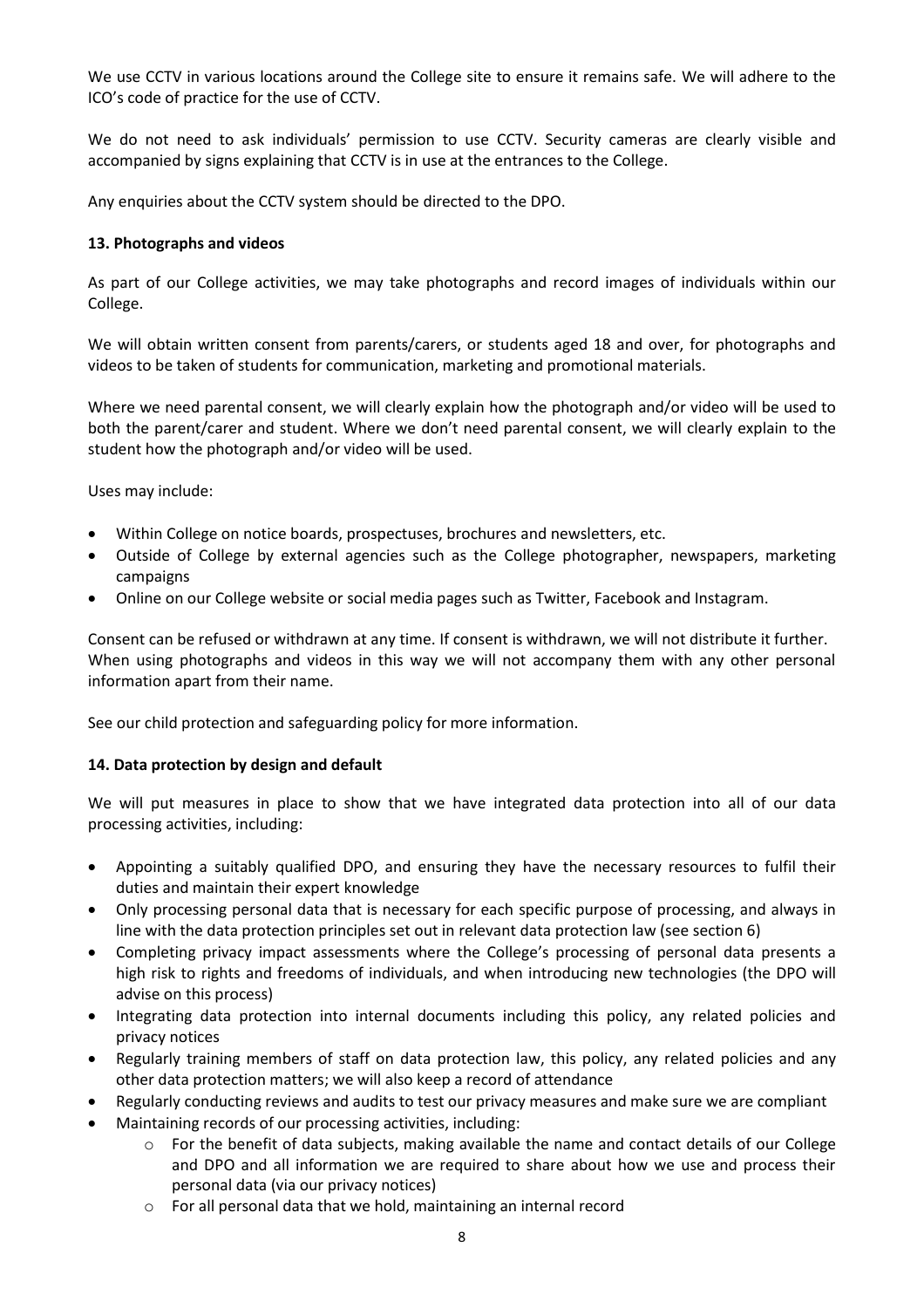We use CCTV in various locations around the College site to ensure it remains safe. We will adhere to the ICO's code of practice for the use of CCTV.

We do not need to ask individuals' permission to use CCTV. Security cameras are clearly visible and accompanied by signs explaining that CCTV is in use at the entrances to the College.

Any enquiries about the CCTV system should be directed to the DPO.

**13. Photographs and videos**

As part of our College activities, we may take photographs and record images of individuals within our College.

We will obtain written consent from parents/carers, or students aged 18 and over, for photographs and videos to be taken of students for communication, marketing and promotional materials.

Where we need parental consent, we will clearly explain how the photograph and/or video will be used to both the parent/carer and student. Where we don't need parental consent, we will clearly explain to the student how the photograph and/or video will be used.

Uses may include:

- Within College on notice boards, prospectuses, brochures and newsletters, etc.
- Outside of College by external agencies such as the College photographer, newspapers, marketing campaigns
- Online on our College website or social media pages such as Twitter, Facebook and Instagram.

Consent can be refused or withdrawn at any time. If consent is withdrawn, we will not distribute it further. When using photographs and videos in this way we will not accompany them with any other personal information apart from their name.

See our child protection and safeguarding policy for more information.

**14. Data protection by design and default**

We will put measures in place to show that we have integrated data protection into all of our data processing activities, including:

- Appointing a suitably qualified DPO, and ensuring they have the necessary resources to fulfil their duties and maintain their expert knowledge
- Only processing personal data that is necessary for each specific purpose of processing, and always in line with the data protection principles set out in relevant data protection law (see section 6)
- Completing privacy impact assessments where the College's processing of personal data presents a high risk to rights and freedoms of individuals, and when introducing new technologies (the DPO will advise on this process)
- Integrating data protection into internal documents including this policy, any related policies and privacy notices
- Regularly training members of staff on data protection law, this policy, any related policies and any other data protection matters; we will also keep a record of attendance
- Regularly conducting reviews and audits to test our privacy measures and make sure we are compliant
- Maintaining records of our processing activities, including:
    - For the benefit of data subjects, making available the name and contact details of our College and DPO and all information we are required to share about how we use and process their personal data (via our privacy notices)
    - For all personal data that we hold, maintaining an internal record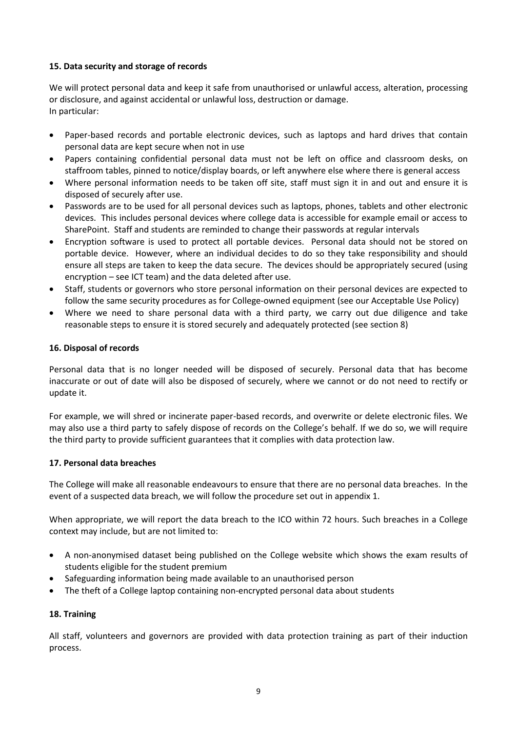### 15. Data security and storage of records

We will protect personal data and keep it safe from unauthorised or unlawful access, alteration, processing or disclosure, and against accidental or unlawful loss, destruction or damage.
In particular:

- Paper-based records and portable electronic devices, such as laptops and hard drives that contain personal data are kept secure when not in use
- Papers containing confidential personal data must not be left on office and classroom desks, on staffroom tables, pinned to notice/display boards, or left anywhere else where there is general access
- Where personal information needs to be taken off site, staff must sign it in and out and ensure it is disposed of securely after use.
- Passwords are to be used for all personal devices such as laptops, phones, tablets and other electronic devices. This includes personal devices where college data is accessible for example email or access to SharePoint. Staff and students are reminded to change their passwords at regular intervals
- Encryption software is used to protect all portable devices. Personal data should not be stored on portable device. However, where an individual decides to do so they take responsibility and should ensure all steps are taken to keep the data secure. The devices should be appropriately secured (using encryption – see ICT team) and the data deleted after use.
- Staff, students or governors who store personal information on their personal devices are expected to follow the same security procedures as for College-owned equipment (see our Acceptable Use Policy)
- Where we need to share personal data with a third party, we carry out due diligence and take reasonable steps to ensure it is stored securely and adequately protected (see section 8)

### 16. Disposal of records

Personal data that is no longer needed will be disposed of securely. Personal data that has become inaccurate or out of date will also be disposed of securely, where we cannot or do not need to rectify or update it.

For example, we will shred or incinerate paper-based records, and overwrite or delete electronic files. We may also use a third party to safely dispose of records on the College's behalf. If we do so, we will require the third party to provide sufficient guarantees that it complies with data protection law.

### 17. Personal data breaches

The College will make all reasonable endeavours to ensure that there are no personal data breaches. In the event of a suspected data breach, we will follow the procedure set out in appendix 1.

When appropriate, we will report the data breach to the ICO within 72 hours. Such breaches in a College context may include, but are not limited to:

- A non-anonymised dataset being published on the College website which shows the exam results of students eligible for the student premium
- Safeguarding information being made available to an unauthorised person
- The theft of a College laptop containing non-encrypted personal data about students

### 18. Training

All staff, volunteers and governors are provided with data protection training as part of their induction process.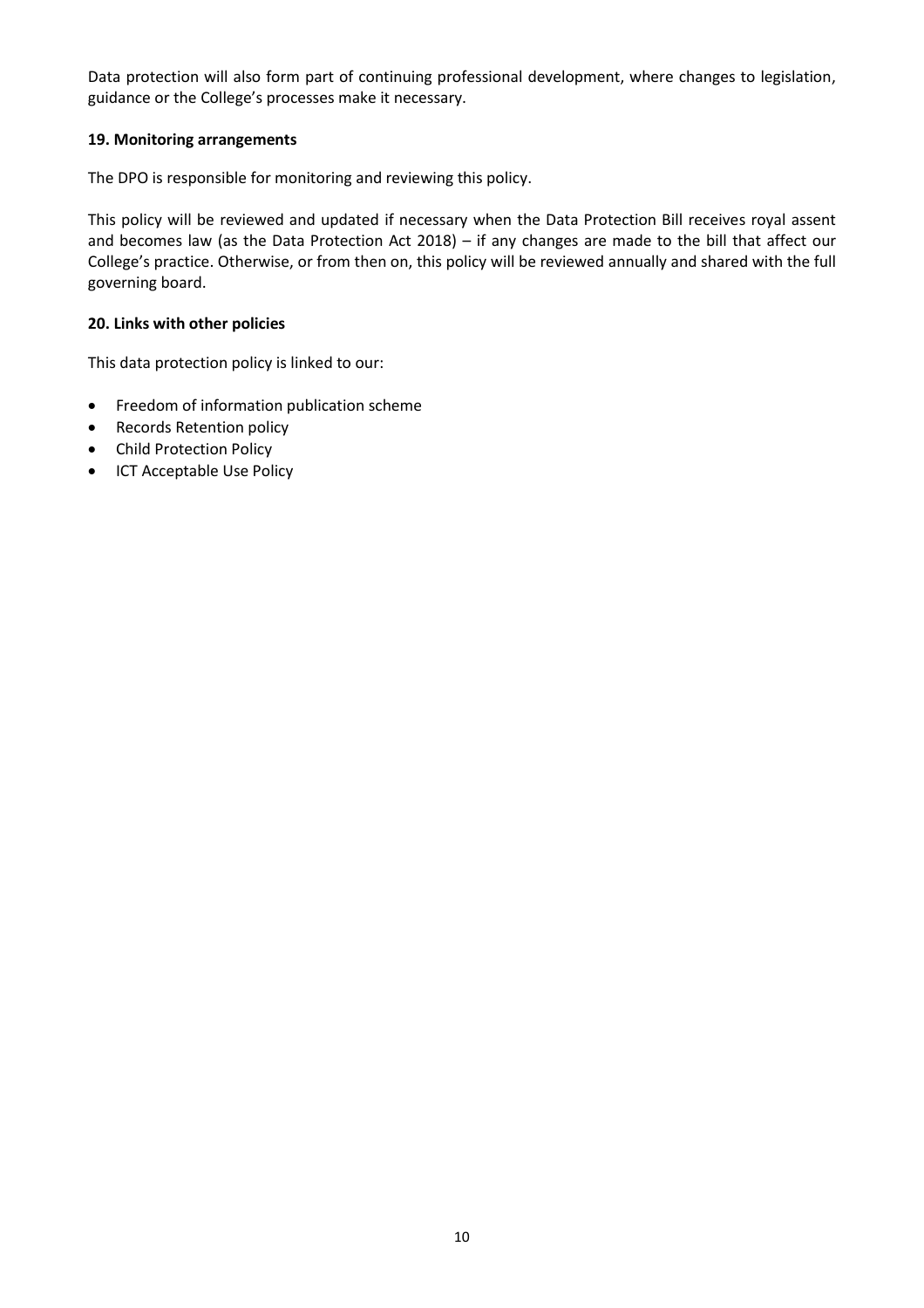Data protection will also form part of continuing professional development, where changes to legislation, guidance or the College's processes make it necessary.

**19. Monitoring arrangements**

The DPO is responsible for monitoring and reviewing this policy.

This policy will be reviewed and updated if necessary when the Data Protection Bill receives royal assent and becomes law (as the Data Protection Act 2018) – if any changes are made to the bill that affect our College's practice. Otherwise, or from then on, this policy will be reviewed annually and shared with the full governing board.

**20. Links with other policies**

This data protection policy is linked to our:

- Freedom of information publication scheme
- Records Retention policy
- Child Protection Policy
- ICT Acceptable Use Policy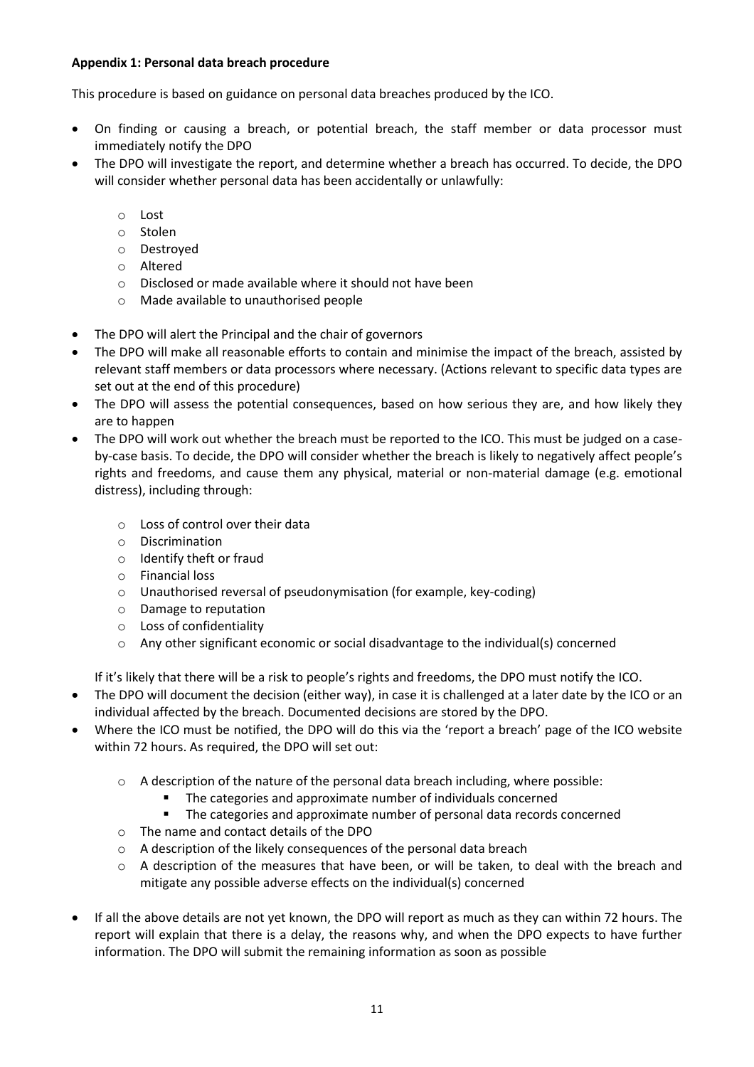**Appendix 1: Personal data breach procedure**

This procedure is based on guidance on personal data breaches produced by the ICO.

- On finding or causing a breach, or potential breach, the staff member or data processor must immediately notify the DPO
- The DPO will investigate the report, and determine whether a breach has occurred. To decide, the DPO will consider whether personal data has been accidentally or unlawfully:
    - Lost
    - Stolen
    - Destroyed
    - Altered
    - Disclosed or made available where it should not have been
    - Made available to unauthorised people
- The DPO will alert the Principal and the chair of governors
- The DPO will make all reasonable efforts to contain and minimise the impact of the breach, assisted by relevant staff members or data processors where necessary. (Actions relevant to specific data types are set out at the end of this procedure)
- The DPO will assess the potential consequences, based on how serious they are, and how likely they are to happen
- The DPO will work out whether the breach must be reported to the ICO. This must be judged on a case-by-case basis. To decide, the DPO will consider whether the breach is likely to negatively affect people's rights and freedoms, and cause them any physical, material or non-material damage (e.g. emotional distress), including through:
    - Loss of control over their data
    - Discrimination
    - Identify theft or fraud
    - Financial loss
    - Unauthorised reversal of pseudonymisation (for example, key-coding)
    - Damage to reputation
    - Loss of confidentiality
    - Any other significant economic or social disadvantage to the individual(s) concerned

  If it's likely that there will be a risk to people's rights and freedoms, the DPO must notify the ICO.
- The DPO will document the decision (either way), in case it is challenged at a later date by the ICO or an individual affected by the breach. Documented decisions are stored by the DPO.
- Where the ICO must be notified, the DPO will do this via the 'report a breach' page of the ICO website within 72 hours. As required, the DPO will set out:
    - A description of the nature of the personal data breach including, where possible:
        - The categories and approximate number of individuals concerned
        - The categories and approximate number of personal data records concerned
    - The name and contact details of the DPO
    - A description of the likely consequences of the personal data breach
    - A description of the measures that have been, or will be taken, to deal with the breach and mitigate any possible adverse effects on the individual(s) concerned
- If all the above details are not yet known, the DPO will report as much as they can within 72 hours. The report will explain that there is a delay, the reasons why, and when the DPO expects to have further information. The DPO will submit the remaining information as soon as possible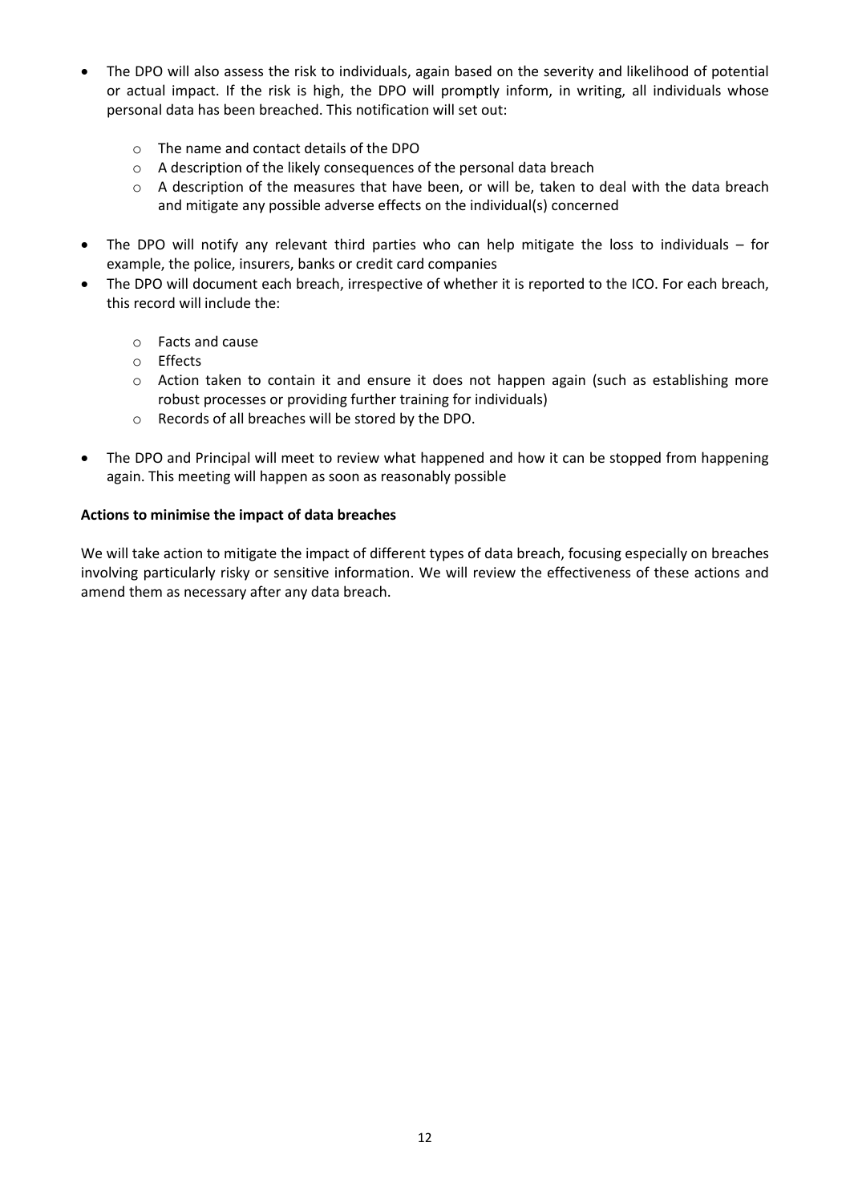- The DPO will also assess the risk to individuals, again based on the severity and likelihood of potential or actual impact. If the risk is high, the DPO will promptly inform, in writing, all individuals whose personal data has been breached. This notification will set out:
    - The name and contact details of the DPO
    - A description of the likely consequences of the personal data breach
    - A description of the measures that have been, or will be, taken to deal with the data breach and mitigate any possible adverse effects on the individual(s) concerned
- The DPO will notify any relevant third parties who can help mitigate the loss to individuals – for example, the police, insurers, banks or credit card companies
- The DPO will document each breach, irrespective of whether it is reported to the ICO. For each breach, this record will include the:
    - Facts and cause
    - Effects
    - Action taken to contain it and ensure it does not happen again (such as establishing more robust processes or providing further training for individuals)
    - Records of all breaches will be stored by the DPO.
- The DPO and Principal will meet to review what happened and how it can be stopped from happening again. This meeting will happen as soon as reasonably possible

**Actions to minimise the impact of data breaches**

We will take action to mitigate the impact of different types of data breach, focusing especially on breaches involving particularly risky or sensitive information. We will review the effectiveness of these actions and amend them as necessary after any data breach.